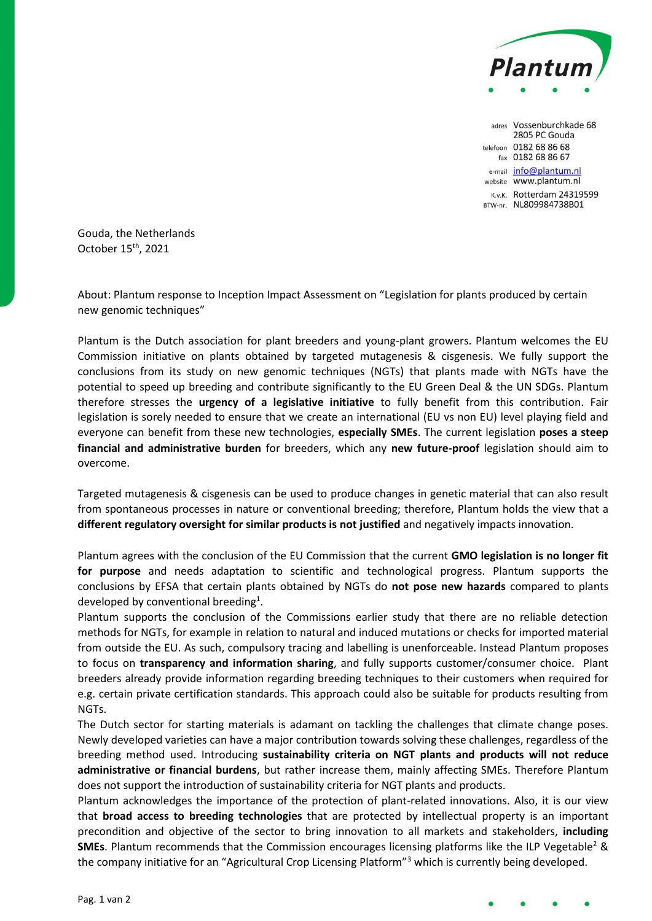**Plantum**

adres Vossenburchkade 68
2805 PC Gouda
telefoon 0182 68 86 68
fax 0182 68 86 67
e-mail info@plantum.nl
website www.plantum.nl
K.v.K. Rotterdam 24319599
BTW-nr. NL809984738B01

Gouda, the Netherlands
October 15th, 2021

About: Plantum response to Inception Impact Assessment on "Legislation for plants produced by certain new genomic techniques"

Plantum is the Dutch association for plant breeders and young-plant growers. Plantum welcomes the EU Commission initiative on plants obtained by targeted mutagenesis & cisgenesis. We fully support the conclusions from its study on new genomic techniques (NGTs) that plants made with NGTs have the potential to speed up breeding and contribute significantly to the EU Green Deal & the UN SDGs. Plantum therefore stresses the **urgency of a legislative initiative** to fully benefit from this contribution. Fair legislation is sorely needed to ensure that we create an international (EU vs non EU) level playing field and everyone can benefit from these new technologies, **especially SMEs**. The current legislation **poses a steep financial and administrative burden** for breeders, which any **new future-proof** legislation should aim to overcome.

Targeted mutagenesis & cisgenesis can be used to produce changes in genetic material that can also result from spontaneous processes in nature or conventional breeding; therefore, Plantum holds the view that a **different regulatory oversight for similar products is not justified** and negatively impacts innovation.

Plantum agrees with the conclusion of the EU Commission that the current **GMO legislation is no longer fit for purpose** and needs adaptation to scientific and technological progress. Plantum supports the conclusions by EFSA that certain plants obtained by NGTs do **not pose new hazards** compared to plants developed by conventional breeding[1].

Plantum supports the conclusion of the Commissions earlier study that there are no reliable detection methods for NGTs, for example in relation to natural and induced mutations or checks for imported material from outside the EU. As such, compulsory tracing and labelling is unenforceable. Instead Plantum proposes to focus on **transparency and information sharing**, and fully supports customer/consumer choice. Plant breeders already provide information regarding breeding techniques to their customers when required for e.g. certain private certification standards. This approach could also be suitable for products resulting from NGTs.

The Dutch sector for starting materials is adamant on tackling the challenges that climate change poses. Newly developed varieties can have a major contribution towards solving these challenges, regardless of the breeding method used. Introducing **sustainability criteria on NGT plants and products will not reduce administrative or financial burdens**, but rather increase them, mainly affecting SMEs. Therefore Plantum does not support the introduction of sustainability criteria for NGT plants and products.

Plantum acknowledges the importance of the protection of plant-related innovations. Also, it is our view that **broad access to breeding technologies** that are protected by intellectual property is an important precondition and objective of the sector to bring innovation to all markets and stakeholders, **including SMEs**. Plantum recommends that the Commission encourages licensing platforms like the ILP Vegetable[2] & the company initiative for an "Agricultural Crop Licensing Platform"[3] which is currently being developed.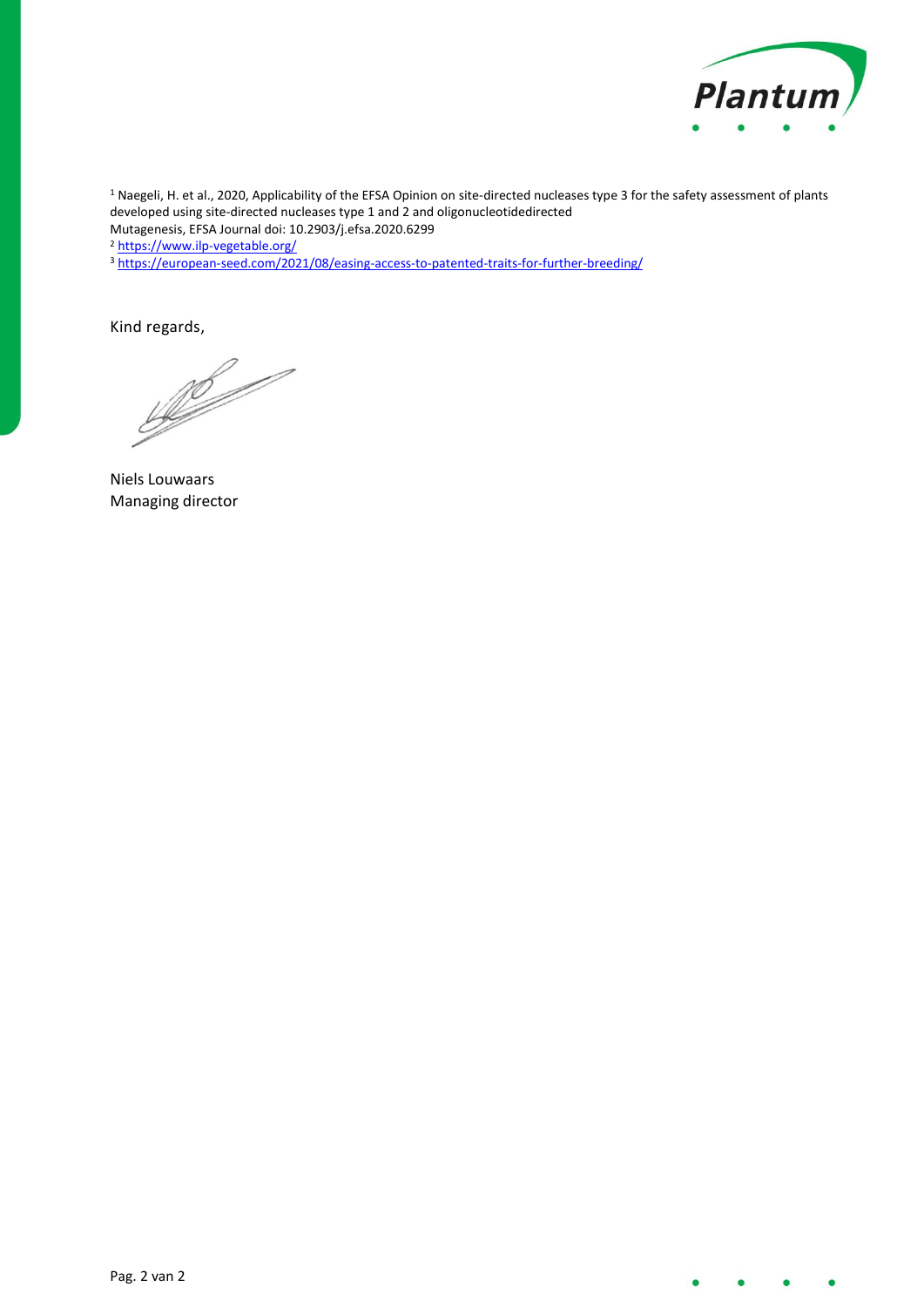[1] Naegeli, H. et al., 2020, Applicability of the EFSA Opinion on site-directed nucleases type 3 for the safety assessment of plants developed using site-directed nucleases type 1 and 2 and oligonucleotidedirected Mutagenesis, EFSA Journal doi: 10.2903/j.efsa.2020.6299

[2] https://www.ilp-vegetable.org/

[3] https://european-seed.com/2021/08/easing-access-to-patented-traits-for-further-breeding/

Kind regards,

Niels Louwaars
Managing director